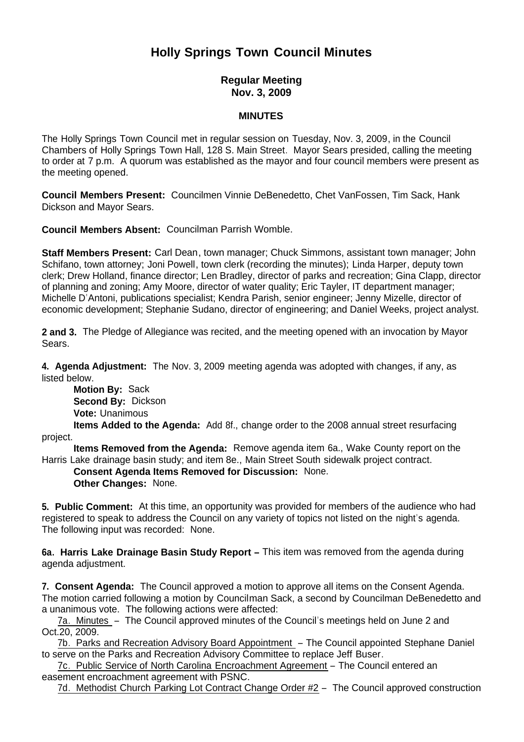# Holly Springs Town Council Minutes

### Regular Meeting
### Nov. 3, 2009

#### MINUTES

The Holly Springs Town Council met in regular session on Tuesday, Nov. 3, 2009, in the Council Chambers of Holly Springs Town Hall, 128 S. Main Street. Mayor Sears presided, calling the meeting to order at 7 p.m. A quorum was established as the mayor and four council members were present as the meeting opened.

**Council Members Present:** Councilmen Vinnie DeBenedetto, Chet VanFossen, Tim Sack, Hank Dickson and Mayor Sears.

**Council Members Absent:** Councilman Parrish Womble.

**Staff Members Present:** Carl Dean, town manager; Chuck Simmons, assistant town manager; John Schifano, town attorney; Joni Powell, town clerk (recording the minutes); Linda Harper, deputy town clerk; Drew Holland, finance director; Len Bradley, director of parks and recreation; Gina Clapp, director of planning and zoning; Amy Moore, director of water quality; Eric Tayler, IT department manager; Michelle D'Antoni, publications specialist; Kendra Parish, senior engineer; Jenny Mizelle, director of economic development; Stephanie Sudano, director of engineering; and Daniel Weeks, project analyst.

**2 and 3.** The Pledge of Allegiance was recited, and the meeting opened with an invocation by Mayor Sears.

**4. Agenda Adjustment:** The Nov. 3, 2009 meeting agenda was adopted with changes, if any, as listed below.

**Motion By:** Sack
**Second By:** Dickson
**Vote:** Unanimous
**Items Added to the Agenda:** Add 8f., change order to the 2008 annual street resurfacing project.
**Items Removed from the Agenda:** Remove agenda item 6a., Wake County report on the Harris Lake drainage basin study; and item 8e., Main Street South sidewalk project contract.
**Consent Agenda Items Removed for Discussion:** None.
**Other Changes:** None.

**5. Public Comment:** At this time, an opportunity was provided for members of the audience who had registered to speak to address the Council on any variety of topics not listed on the night's agenda. The following input was recorded: None.

**6a. Harris Lake Drainage Basin Study Report –** This item was removed from the agenda during agenda adjustment.

**7. Consent Agenda:** The Council approved a motion to approve all items on the Consent Agenda. The motion carried following a motion by Councilman Sack, a second by Councilman DeBenedetto and a unanimous vote. The following actions were affected:

7a. Minutes – The Council approved minutes of the Council's meetings held on June 2 and Oct.20, 2009.

7b. Parks and Recreation Advisory Board Appointment – The Council appointed Stephane Daniel to serve on the Parks and Recreation Advisory Committee to replace Jeff Buser.

7c. Public Service of North Carolina Encroachment Agreement – The Council entered an easement encroachment agreement with PSNC.

7d. Methodist Church Parking Lot Contract Change Order #2 – The Council approved construction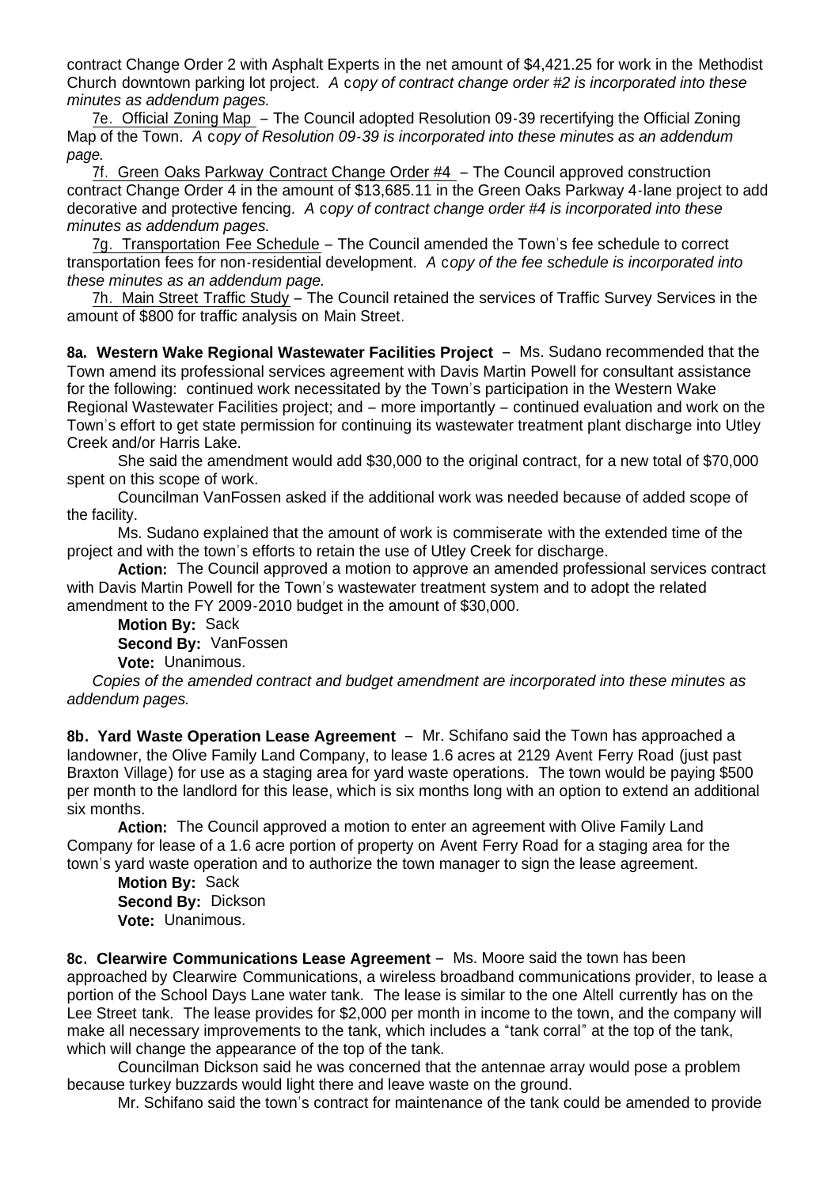contract Change Order 2 with Asphalt Experts in the net amount of $4,421.25 for work in the Methodist Church downtown parking lot project. *A copy of contract change order #2 is incorporated into these minutes as addendum pages.*

7e. Official Zoning Map – The Council adopted Resolution 09-39 recertifying the Official Zoning Map of the Town. *A copy of Resolution 09-39 is incorporated into these minutes as an addendum page.*

7f. Green Oaks Parkway Contract Change Order #4 – The Council approved construction contract Change Order 4 in the amount of $13,685.11 in the Green Oaks Parkway 4-lane project to add decorative and protective fencing. *A copy of contract change order #4 is incorporated into these minutes as addendum pages.*

7g. Transportation Fee Schedule – The Council amended the Town's fee schedule to correct transportation fees for non-residential development. *A copy of the fee schedule is incorporated into these minutes as an addendum page.*

7h. Main Street Traffic Study – The Council retained the services of Traffic Survey Services in the amount of $800 for traffic analysis on Main Street.

**8a. Western Wake Regional Wastewater Facilities Project** – Ms. Sudano recommended that the Town amend its professional services agreement with Davis Martin Powell for consultant assistance for the following: continued work necessitated by the Town's participation in the Western Wake Regional Wastewater Facilities project; and – more importantly – continued evaluation and work on the Town's effort to get state permission for continuing its wastewater treatment plant discharge into Utley Creek and/or Harris Lake.

She said the amendment would add $30,000 to the original contract, for a new total of $70,000 spent on this scope of work.

Councilman VanFossen asked if the additional work was needed because of added scope of the facility.

Ms. Sudano explained that the amount of work is commiserate with the extended time of the project and with the town's efforts to retain the use of Utley Creek for discharge.

**Action:** The Council approved a motion to approve an amended professional services contract with Davis Martin Powell for the Town's wastewater treatment system and to adopt the related amendment to the FY 2009-2010 budget in the amount of $30,000.

**Motion By:** Sack
**Second By:** VanFossen
**Vote:** Unanimous.

*Copies of the amended contract and budget amendment are incorporated into these minutes as addendum pages.*

**8b. Yard Waste Operation Lease Agreement** – Mr. Schifano said the Town has approached a landowner, the Olive Family Land Company, to lease 1.6 acres at 2129 Avent Ferry Road (just past Braxton Village) for use as a staging area for yard waste operations. The town would be paying $500 per month to the landlord for this lease, which is six months long with an option to extend an additional six months.

**Action:** The Council approved a motion to enter an agreement with Olive Family Land Company for lease of a 1.6 acre portion of property on Avent Ferry Road for a staging area for the town's yard waste operation and to authorize the town manager to sign the lease agreement.

**Motion By:** Sack
**Second By:** Dickson
**Vote:** Unanimous.

**8c. Clearwire Communications Lease Agreement** – Ms. Moore said the town has been approached by Clearwire Communications, a wireless broadband communications provider, to lease a portion of the School Days Lane water tank. The lease is similar to the one Altell currently has on the Lee Street tank. The lease provides for $2,000 per month in income to the town, and the company will make all necessary improvements to the tank, which includes a "tank corral" at the top of the tank, which will change the appearance of the top of the tank.

Councilman Dickson said he was concerned that the antennae array would pose a problem because turkey buzzards would light there and leave waste on the ground.

Mr. Schifano said the town's contract for maintenance of the tank could be amended to provide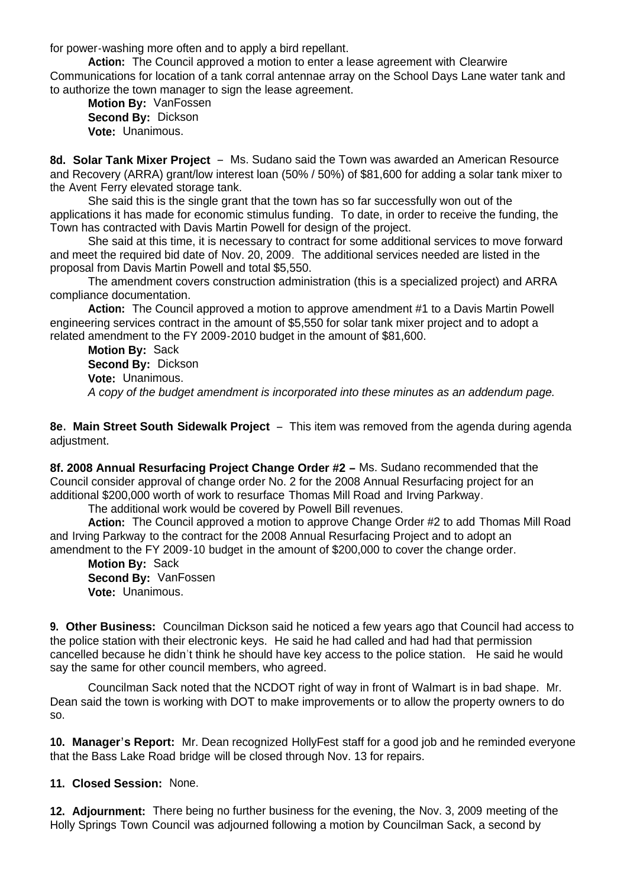for power-washing more often and to apply a bird repellant.

**Action:** The Council approved a motion to enter a lease agreement with Clearwire Communications for location of a tank corral antennae array on the School Days Lane water tank and to authorize the town manager to sign the lease agreement.

**Motion By:** VanFossen
**Second By:** Dickson
**Vote:** Unanimous.

**8d. Solar Tank Mixer Project** – Ms. Sudano said the Town was awarded an American Resource and Recovery (ARRA) grant/low interest loan (50% / 50%) of $81,600 for adding a solar tank mixer to the Avent Ferry elevated storage tank.

She said this is the single grant that the town has so far successfully won out of the applications it has made for economic stimulus funding. To date, in order to receive the funding, the Town has contracted with Davis Martin Powell for design of the project.

She said at this time, it is necessary to contract for some additional services to move forward and meet the required bid date of Nov. 20, 2009. The additional services needed are listed in the proposal from Davis Martin Powell and total $5,550.

The amendment covers construction administration (this is a specialized project) and ARRA compliance documentation.

**Action:** The Council approved a motion to approve amendment #1 to a Davis Martin Powell engineering services contract in the amount of $5,550 for solar tank mixer project and to adopt a related amendment to the FY 2009-2010 budget in the amount of $81,600.

**Motion By:** Sack
**Second By:** Dickson
**Vote:** Unanimous.
*A copy of the budget amendment is incorporated into these minutes as an addendum page.*

**8e. Main Street South Sidewalk Project** – This item was removed from the agenda during agenda adjustment.

**8f. 2008 Annual Resurfacing Project Change Order #2 –** Ms. Sudano recommended that the Council consider approval of change order No. 2 for the 2008 Annual Resurfacing project for an additional $200,000 worth of work to resurface Thomas Mill Road and Irving Parkway.

The additional work would be covered by Powell Bill revenues.

**Action:** The Council approved a motion to approve Change Order #2 to add Thomas Mill Road and Irving Parkway to the contract for the 2008 Annual Resurfacing Project and to adopt an amendment to the FY 2009-10 budget in the amount of $200,000 to cover the change order.

**Motion By:** Sack
**Second By:** VanFossen
**Vote:** Unanimous.

**9. Other Business:** Councilman Dickson said he noticed a few years ago that Council had access to the police station with their electronic keys. He said he had called and had had that permission cancelled because he didn't think he should have key access to the police station. He said he would say the same for other council members, who agreed.

Councilman Sack noted that the NCDOT right of way in front of Walmart is in bad shape. Mr. Dean said the town is working with DOT to make improvements or to allow the property owners to do so.

**10. Manager's Report:** Mr. Dean recognized HollyFest staff for a good job and he reminded everyone that the Bass Lake Road bridge will be closed through Nov. 13 for repairs.

**11. Closed Session:** None.

**12. Adjournment:** There being no further business for the evening, the Nov. 3, 2009 meeting of the Holly Springs Town Council was adjourned following a motion by Councilman Sack, a second by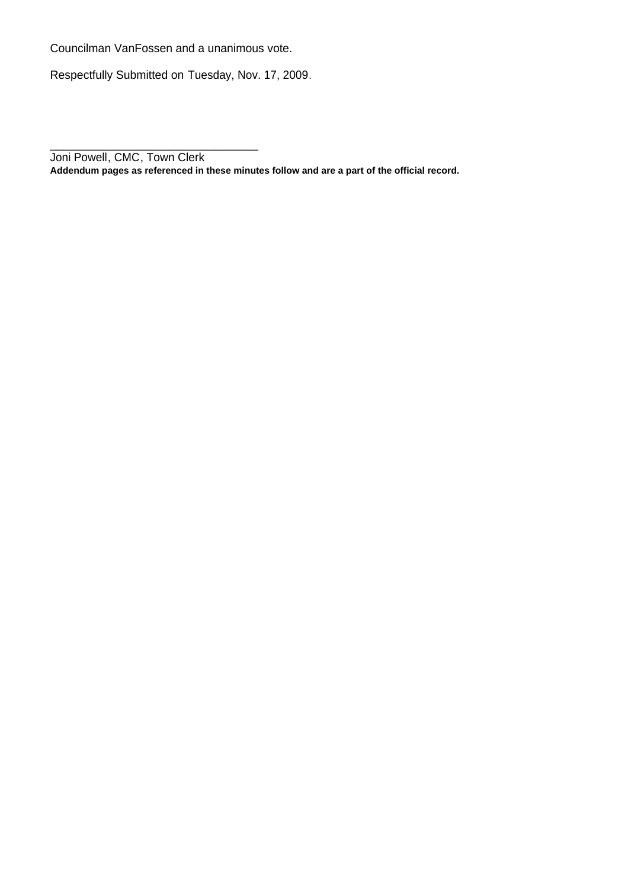Councilman VanFossen and a unanimous vote.

Respectfully Submitted on Tuesday, Nov. 17, 2009.

\_\_\_\_\_\_\_\_\_\_\_\_\_\_\_\_\_\_\_\_\_\_\_\_\_\_\_\_\_\_\_\_

Joni Powell, CMC, Town Clerk

**Addendum pages as referenced in these minutes follow and are a part of the official record.**